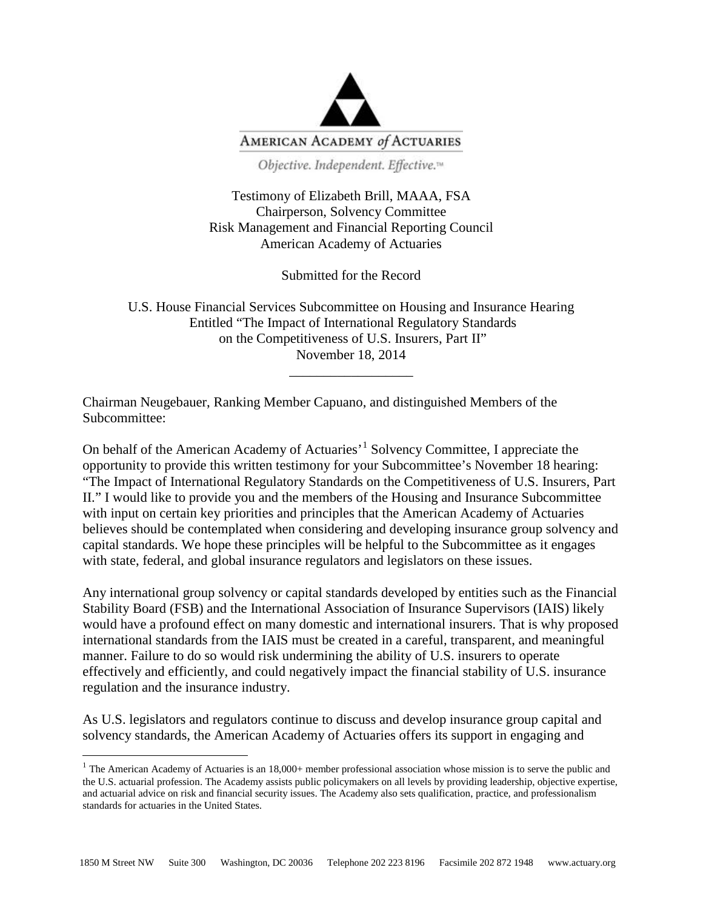AMERICAN ACADEMY *of* ACTUARIES

*Objective. Independent. Effective.™*

Testimony of Elizabeth Brill, MAAA, FSA
Chairperson, Solvency Committee
Risk Management and Financial Reporting Council
American Academy of Actuaries

Submitted for the Record

U.S. House Financial Services Subcommittee on Housing and Insurance Hearing
Entitled "The Impact of International Regulatory Standards
on the Competitiveness of U.S. Insurers, Part II"
November 18, 2014

---

Chairman Neugebauer, Ranking Member Capuano, and distinguished Members of the Subcommittee:

On behalf of the American Academy of Actuaries'[1] Solvency Committee, I appreciate the opportunity to provide this written testimony for your Subcommittee's November 18 hearing: "The Impact of International Regulatory Standards on the Competitiveness of U.S. Insurers, Part II." I would like to provide you and the members of the Housing and Insurance Subcommittee with input on certain key priorities and principles that the American Academy of Actuaries believes should be contemplated when considering and developing insurance group solvency and capital standards. We hope these principles will be helpful to the Subcommittee as it engages with state, federal, and global insurance regulators and legislators on these issues.

Any international group solvency or capital standards developed by entities such as the Financial Stability Board (FSB) and the International Association of Insurance Supervisors (IAIS) likely would have a profound effect on many domestic and international insurers. That is why proposed international standards from the IAIS must be created in a careful, transparent, and meaningful manner. Failure to do so would risk undermining the ability of U.S. insurers to operate effectively and efficiently, and could negatively impact the financial stability of U.S. insurance regulation and the insurance industry.

As U.S. legislators and regulators continue to discuss and develop insurance group capital and solvency standards, the American Academy of Actuaries offers its support in engaging and

[1] The American Academy of Actuaries is an 18,000+ member professional association whose mission is to serve the public and the U.S. actuarial profession. The Academy assists public policymakers on all levels by providing leadership, objective expertise, and actuarial advice on risk and financial security issues. The Academy also sets qualification, practice, and professionalism standards for actuaries in the United States.

1850 M Street NW   Suite 300   Washington, DC 20036   Telephone 202 223 8196   Facsimile 202 872 1948   www.actuary.org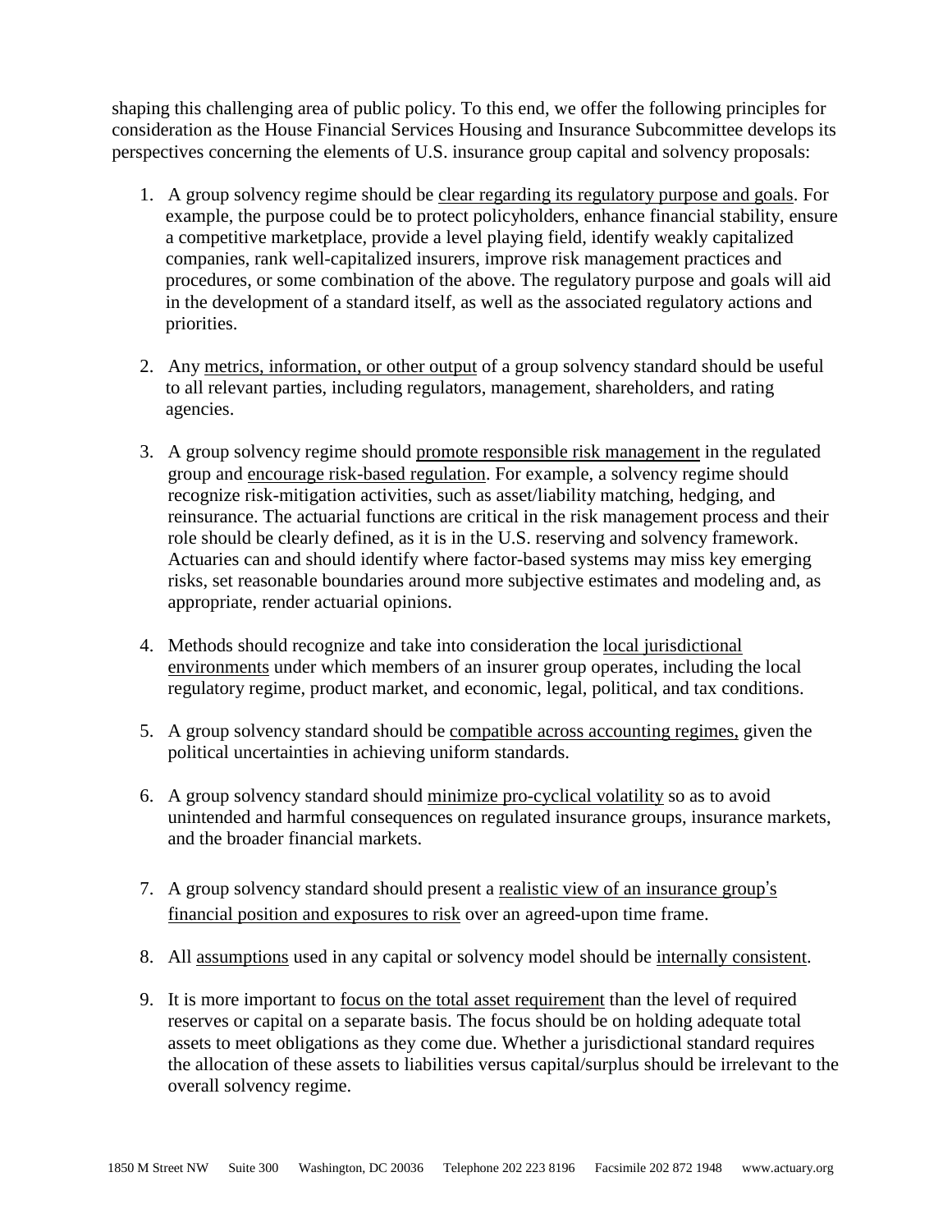shaping this challenging area of public policy. To this end, we offer the following principles for consideration as the House Financial Services Housing and Insurance Subcommittee develops its perspectives concerning the elements of U.S. insurance group capital and solvency proposals:

1. A group solvency regime should be clear regarding its regulatory purpose and goals. For example, the purpose could be to protect policyholders, enhance financial stability, ensure a competitive marketplace, provide a level playing field, identify weakly capitalized companies, rank well-capitalized insurers, improve risk management practices and procedures, or some combination of the above. The regulatory purpose and goals will aid in the development of a standard itself, as well as the associated regulatory actions and priorities.

2. Any metrics, information, or other output of a group solvency standard should be useful to all relevant parties, including regulators, management, shareholders, and rating agencies.

3. A group solvency regime should promote responsible risk management in the regulated group and encourage risk-based regulation. For example, a solvency regime should recognize risk-mitigation activities, such as asset/liability matching, hedging, and reinsurance. The actuarial functions are critical in the risk management process and their role should be clearly defined, as it is in the U.S. reserving and solvency framework. Actuaries can and should identify where factor-based systems may miss key emerging risks, set reasonable boundaries around more subjective estimates and modeling and, as appropriate, render actuarial opinions.

4. Methods should recognize and take into consideration the local jurisdictional environments under which members of an insurer group operates, including the local regulatory regime, product market, and economic, legal, political, and tax conditions.

5. A group solvency standard should be compatible across accounting regimes, given the political uncertainties in achieving uniform standards.

6. A group solvency standard should minimize pro-cyclical volatility so as to avoid unintended and harmful consequences on regulated insurance groups, insurance markets, and the broader financial markets.

7. A group solvency standard should present a realistic view of an insurance group's financial position and exposures to risk over an agreed-upon time frame.

8. All assumptions used in any capital or solvency model should be internally consistent.

9. It is more important to focus on the total asset requirement than the level of required reserves or capital on a separate basis. The focus should be on holding adequate total assets to meet obligations as they come due. Whether a jurisdictional standard requires the allocation of these assets to liabilities versus capital/surplus should be irrelevant to the overall solvency regime.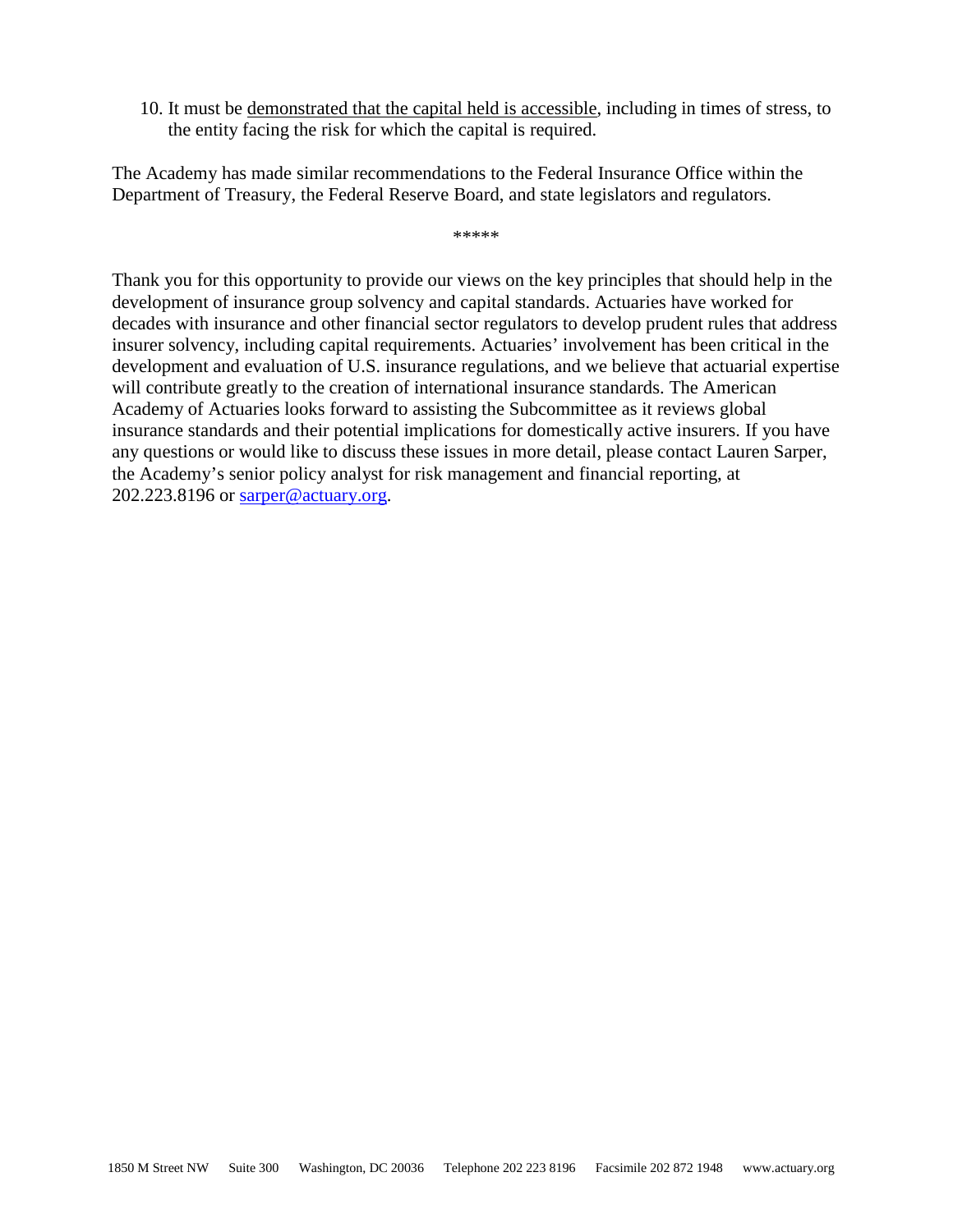10. It must be demonstrated that the capital held is accessible, including in times of stress, to the entity facing the risk for which the capital is required.

The Academy has made similar recommendations to the Federal Insurance Office within the Department of Treasury, the Federal Reserve Board, and state legislators and regulators.

*****

Thank you for this opportunity to provide our views on the key principles that should help in the development of insurance group solvency and capital standards. Actuaries have worked for decades with insurance and other financial sector regulators to develop prudent rules that address insurer solvency, including capital requirements. Actuaries' involvement has been critical in the development and evaluation of U.S. insurance regulations, and we believe that actuarial expertise will contribute greatly to the creation of international insurance standards. The American Academy of Actuaries looks forward to assisting the Subcommittee as it reviews global insurance standards and their potential implications for domestically active insurers. If you have any questions or would like to discuss these issues in more detail, please contact Lauren Sarper, the Academy's senior policy analyst for risk management and financial reporting, at 202.223.8196 or sarper@actuary.org.